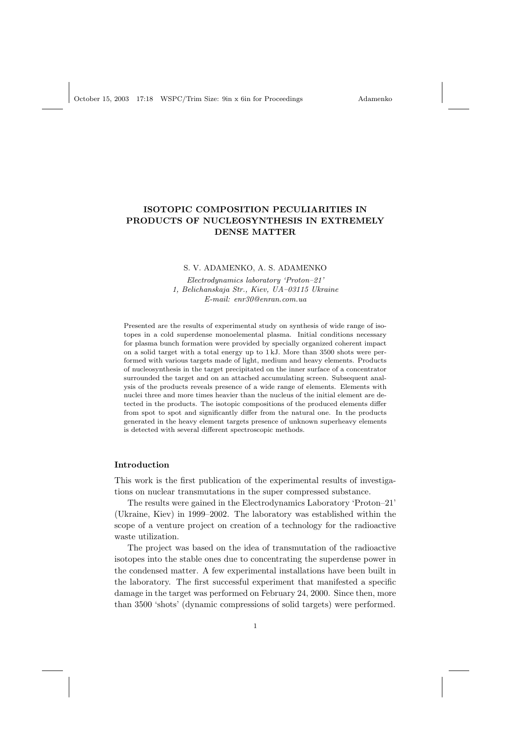# ISOTOPIC COMPOSITION PECULIARITIES IN PRODUCTS OF NUCLEOSYNTHESIS IN EXTREMELY DENSE MATTER

S. V. ADAMENKO, A. S. ADAMENKO

*Electrodynamics laboratory 'Proton–21'*
*1, Belichanskaja Str., Kiev, UA–03115 Ukraine*
*E-mail: enr30@enran.com.ua*

Presented are the results of experimental study on synthesis of wide range of isotopes in a cold superdense monoelemental plasma. Initial conditions necessary for plasma bunch formation were provided by specially organized coherent impact on a solid target with a total energy up to 1 kJ. More than 3500 shots were performed with various targets made of light, medium and heavy elements. Products of nucleosynthesis in the target precipitated on the inner surface of a concentrator surrounded the target and on an attached accumulating screen. Subsequent analysis of the products reveals presence of a wide range of elements. Elements with nuclei three and more times heavier than the nucleus of the initial element are detected in the products. The isotopic compositions of the produced elements differ from spot to spot and significantly differ from the natural one. In the products generated in the heavy element targets presence of unknown superheavy elements is detected with several different spectroscopic methods.

## Introduction

This work is the first publication of the experimental results of investigations on nuclear transmutations in the super compressed substance.

The results were gained in the Electrodynamics Laboratory 'Proton–21' (Ukraine, Kiev) in 1999–2002. The laboratory was established within the scope of a venture project on creation of a technology for the radioactive waste utilization.

The project was based on the idea of transmutation of the radioactive isotopes into the stable ones due to concentrating the superdense power in the condensed matter. A few experimental installations have been built in the laboratory. The first successful experiment that manifested a specific damage in the target was performed on February 24, 2000. Since then, more than 3500 'shots' (dynamic compressions of solid targets) were performed.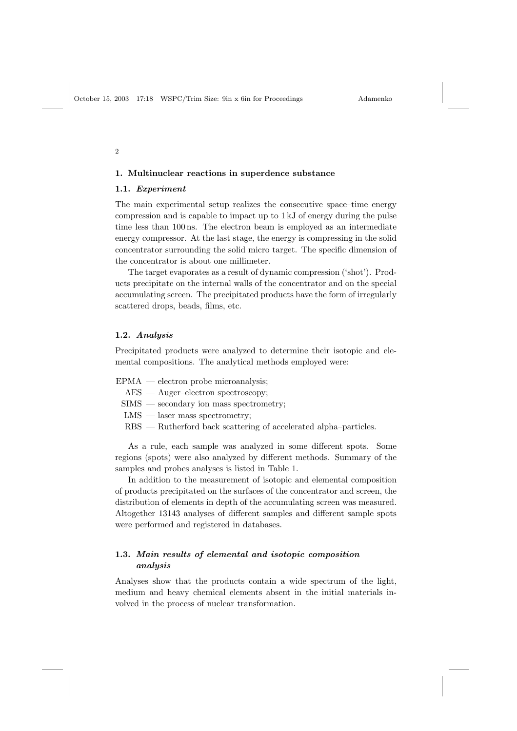## 1. Multinuclear reactions in superdence substance

### 1.1. *Experiment*

The main experimental setup realizes the consecutive space–time energy compression and is capable to impact up to 1 kJ of energy during the pulse time less than 100 ns. The electron beam is employed as an intermediate energy compressor. At the last stage, the energy is compressing in the solid concentrator surrounding the solid micro target. The specific dimension of the concentrator is about one millimeter.

The target evaporates as a result of dynamic compression ('shot'). Products precipitate on the internal walls of the concentrator and on the special accumulating screen. The precipitated products have the form of irregularly scattered drops, beads, films, etc.

### 1.2. *Analysis*

Precipitated products were analyzed to determine their isotopic and elemental compositions. The analytical methods employed were:

- EPMA — electron probe microanalysis;
- AES — Auger–electron spectroscopy;
- SIMS — secondary ion mass spectrometry;
- LMS — laser mass spectrometry;
- RBS — Rutherford back scattering of accelerated alpha–particles.

As a rule, each sample was analyzed in some different spots. Some regions (spots) were also analyzed by different methods. Summary of the samples and probes analyses is listed in Table 1.

In addition to the measurement of isotopic and elemental composition of products precipitated on the surfaces of the concentrator and screen, the distribution of elements in depth of the accumulating screen was measured. Altogether 13143 analyses of different samples and different sample spots were performed and registered in databases.

### 1.3. *Main results of elemental and isotopic composition analysis*

Analyses show that the products contain a wide spectrum of the light, medium and heavy chemical elements absent in the initial materials involved in the process of nuclear transformation.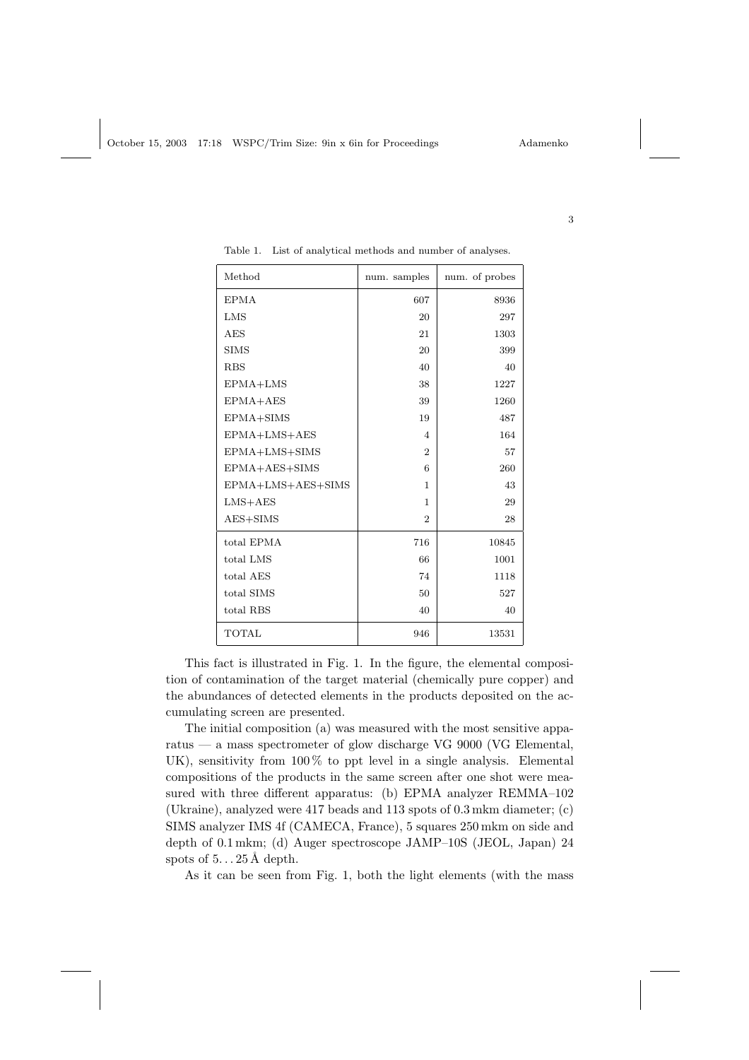Table 1. List of analytical methods and number of analyses.

| Method | num. samples | num. of probes |
|---|---|---|
| EPMA | 607 | 8936 |
| LMS | 20 | 297 |
| AES | 21 | 1303 |
| SIMS | 20 | 399 |
| RBS | 40 | 40 |
| EPMA+LMS | 38 | 1227 |
| EPMA+AES | 39 | 1260 |
| EPMA+SIMS | 19 | 487 |
| EPMA+LMS+AES | 4 | 164 |
| EPMA+LMS+SIMS | 2 | 57 |
| EPMA+AES+SIMS | 6 | 260 |
| EPMA+LMS+AES+SIMS | 1 | 43 |
| LMS+AES | 1 | 29 |
| AES+SIMS | 2 | 28 |
| total EPMA | 716 | 10845 |
| total LMS | 66 | 1001 |
| total AES | 74 | 1118 |
| total SIMS | 50 | 527 |
| total RBS | 40 | 40 |
| TOTAL | 946 | 13531 |

This fact is illustrated in Fig. 1. In the figure, the elemental composition of contamination of the target material (chemically pure copper) and the abundances of detected elements in the products deposited on the accumulating screen are presented.

The initial composition (a) was measured with the most sensitive apparatus — a mass spectrometer of glow discharge VG 9000 (VG Elemental, UK), sensitivity from 100 % to ppt level in a single analysis. Elemental compositions of the products in the same screen after one shot were measured with three different apparatus: (b) EPMA analyzer REMMA–102 (Ukraine), analyzed were 417 beads and 113 spots of 0.3 mkm diameter; (c) SIMS analyzer IMS 4f (CAMECA, France), 5 squares 250 mkm on side and depth of 0.1 mkm; (d) Auger spectroscope JAMP–10S (JEOL, Japan) 24 spots of 5…25 Å depth.

As it can be seen from Fig. 1, both the light elements (with the mass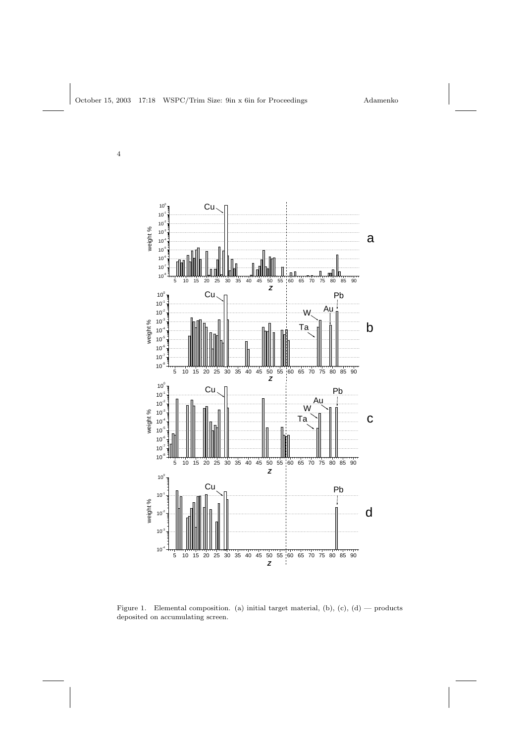Figure 1. Elemental composition. (a) initial target material, (b), (c), (d) — products deposited on accumulating screen.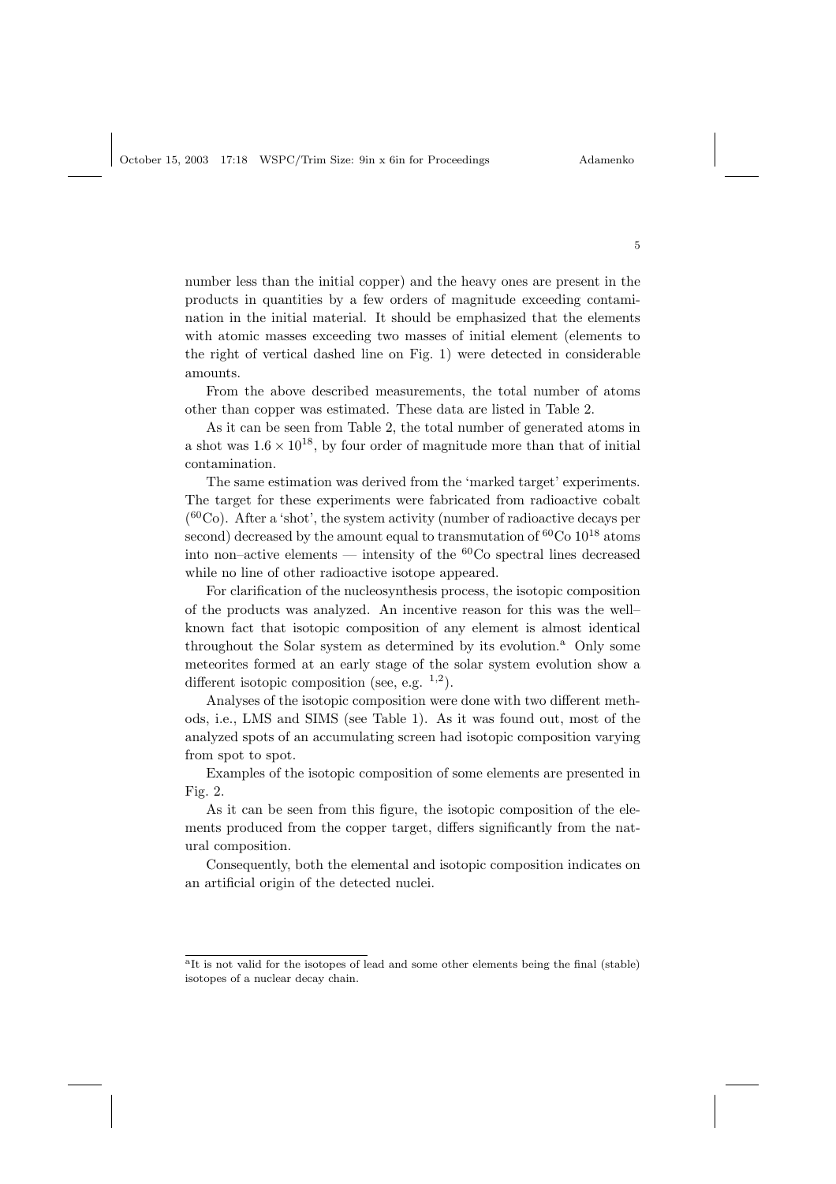number less than the initial copper) and the heavy ones are present in the products in quantities by a few orders of magnitude exceeding contamination in the initial material. It should be emphasized that the elements with atomic masses exceeding two masses of initial element (elements to the right of vertical dashed line on Fig. 1) were detected in considerable amounts.

From the above described measurements, the total number of atoms other than copper was estimated. These data are listed in Table 2.

As it can be seen from Table 2, the total number of generated atoms in a shot was $1.6 \times 10^{18}$, by four order of magnitude more than that of initial contamination.

The same estimation was derived from the 'marked target' experiments. The target for these experiments were fabricated from radioactive cobalt ($^{60}$Co). After a 'shot', the system activity (number of radioactive decays per second) decreased by the amount equal to transmutation of $^{60}$Co $10^{18}$ atoms into non–active elements — intensity of the $^{60}$Co spectral lines decreased while no line of other radioactive isotope appeared.

For clarification of the nucleosynthesis process, the isotopic composition of the products was analyzed. An incentive reason for this was the well–known fact that isotopic composition of any element is almost identical throughout the Solar system as determined by its evolution.[a] Only some meteorites formed at an early stage of the solar system evolution show a different isotopic composition (see, e.g. [1,2]).

Analyses of the isotopic composition were done with two different methods, i.e., LMS and SIMS (see Table 1). As it was found out, most of the analyzed spots of an accumulating screen had isotopic composition varying from spot to spot.

Examples of the isotopic composition of some elements are presented in Fig. 2.

As it can be seen from this figure, the isotopic composition of the elements produced from the copper target, differs significantly from the natural composition.

Consequently, both the elemental and isotopic composition indicates on an artificial origin of the detected nuclei.

---

[a] It is not valid for the isotopes of lead and some other elements being the final (stable) isotopes of a nuclear decay chain.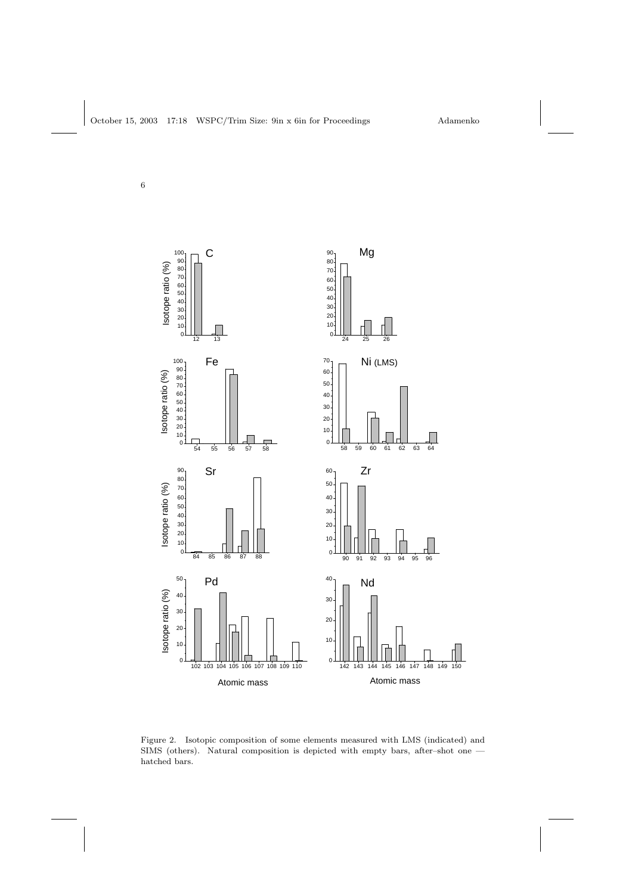Figure 2. Isotopic composition of some elements measured with LMS (indicated) and SIMS (others). Natural composition is depicted with empty bars, after–shot one — hatched bars.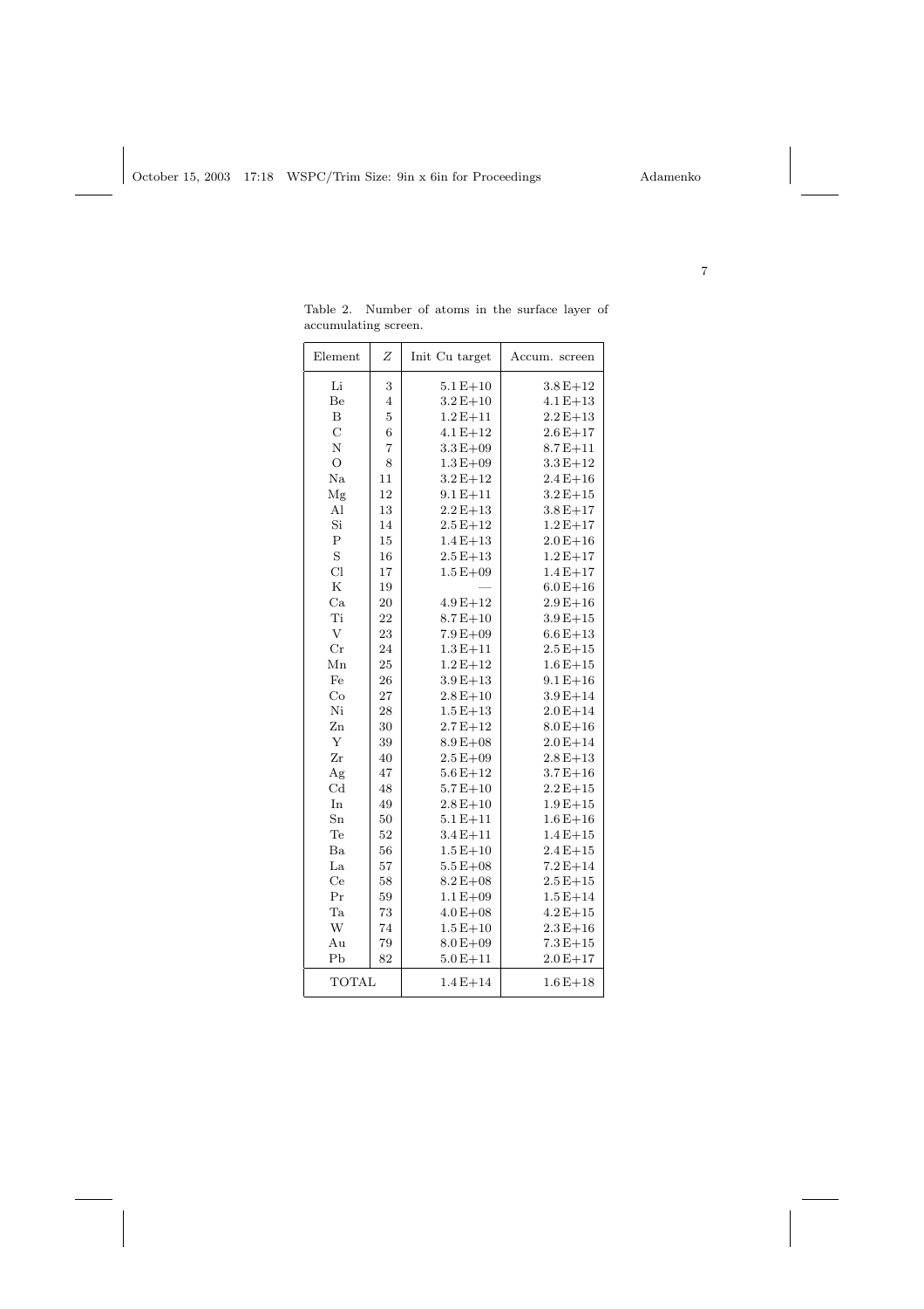Table 2. Number of atoms in the surface layer of accumulating screen.

| Element | Z | Init Cu target | Accum. screen |
|---|---|---|---|
| Li | 3 | 5.1 E+10 | 3.8 E+12 |
| Be | 4 | 3.2 E+10 | 4.1 E+13 |
| B | 5 | 1.2 E+11 | 2.2 E+13 |
| C | 6 | 4.1 E+12 | 2.6 E+17 |
| N | 7 | 3.3 E+09 | 8.7 E+11 |
| O | 8 | 1.3 E+09 | 3.3 E+12 |
| Na | 11 | 3.2 E+12 | 2.4 E+16 |
| Mg | 12 | 9.1 E+11 | 3.2 E+15 |
| Al | 13 | 2.2 E+13 | 3.8 E+17 |
| Si | 14 | 2.5 E+12 | 1.2 E+17 |
| P | 15 | 1.4 E+13 | 2.0 E+16 |
| S | 16 | 2.5 E+13 | 1.2 E+17 |
| Cl | 17 | 1.5 E+09 | 1.4 E+17 |
| K | 19 | — | 6.0 E+16 |
| Ca | 20 | 4.9 E+12 | 2.9 E+16 |
| Ti | 22 | 8.7 E+10 | 3.9 E+15 |
| V | 23 | 7.9 E+09 | 6.6 E+13 |
| Cr | 24 | 1.3 E+11 | 2.5 E+15 |
| Mn | 25 | 1.2 E+12 | 1.6 E+15 |
| Fe | 26 | 3.9 E+13 | 9.1 E+16 |
| Co | 27 | 2.8 E+10 | 3.9 E+14 |
| Ni | 28 | 1.5 E+13 | 2.0 E+14 |
| Zn | 30 | 2.7 E+12 | 8.0 E+16 |
| Y | 39 | 8.9 E+08 | 2.0 E+14 |
| Zr | 40 | 2.5 E+09 | 2.8 E+13 |
| Ag | 47 | 5.6 E+12 | 3.7 E+16 |
| Cd | 48 | 5.7 E+10 | 2.2 E+15 |
| In | 49 | 2.8 E+10 | 1.9 E+15 |
| Sn | 50 | 5.1 E+11 | 1.6 E+16 |
| Te | 52 | 3.4 E+11 | 1.4 E+15 |
| Ba | 56 | 1.5 E+10 | 2.4 E+15 |
| La | 57 | 5.5 E+08 | 7.2 E+14 |
| Ce | 58 | 8.2 E+08 | 2.5 E+15 |
| Pr | 59 | 1.1 E+09 | 1.5 E+14 |
| Ta | 73 | 4.0 E+08 | 4.2 E+15 |
| W | 74 | 1.5 E+10 | 2.3 E+16 |
| Au | 79 | 8.0 E+09 | 7.3 E+15 |
| Pb | 82 | 5.0 E+11 | 2.0 E+17 |
| TOTAL | | 1.4 E+14 | 1.6 E+18 |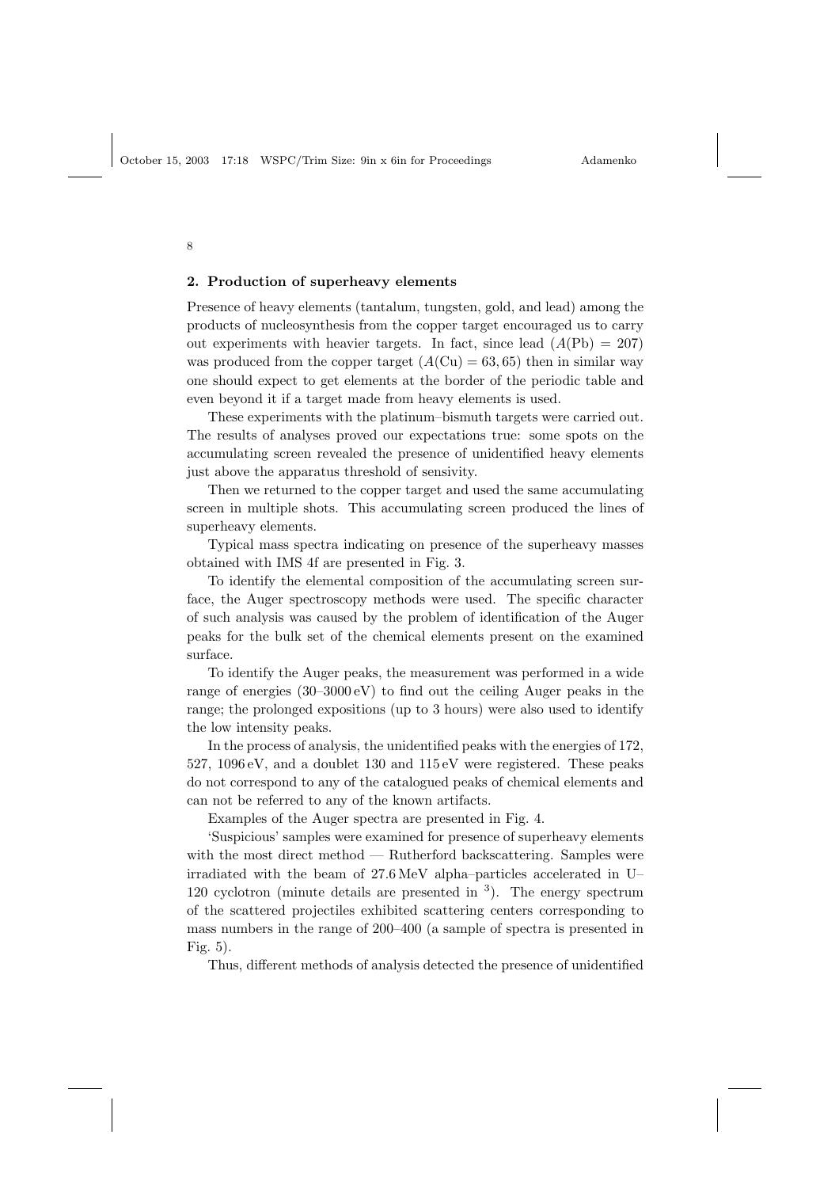## 2. Production of superheavy elements

Presence of heavy elements (tantalum, tungsten, gold, and lead) among the products of nucleosynthesis from the copper target encouraged us to carry out experiments with heavier targets. In fact, since lead ($A(\mathrm{Pb}) = 207$) was produced from the copper target ($A(\mathrm{Cu}) = 63, 65$) then in similar way one should expect to get elements at the border of the periodic table and even beyond it if a target made from heavy elements is used.

These experiments with the platinum–bismuth targets were carried out. The results of analyses proved our expectations true: some spots on the accumulating screen revealed the presence of unidentified heavy elements just above the apparatus threshold of sensivity.

Then we returned to the copper target and used the same accumulating screen in multiple shots. This accumulating screen produced the lines of superheavy elements.

Typical mass spectra indicating on presence of the superheavy masses obtained with IMS 4f are presented in Fig. 3.

To identify the elemental composition of the accumulating screen surface, the Auger spectroscopy methods were used. The specific character of such analysis was caused by the problem of identification of the Auger peaks for the bulk set of the chemical elements present on the examined surface.

To identify the Auger peaks, the measurement was performed in a wide range of energies (30–3000 eV) to find out the ceiling Auger peaks in the range; the prolonged expositions (up to 3 hours) were also used to identify the low intensity peaks.

In the process of analysis, the unidentified peaks with the energies of 172, 527, 1096 eV, and a doublet 130 and 115 eV were registered. These peaks do not correspond to any of the catalogued peaks of chemical elements and can not be referred to any of the known artifacts.

Examples of the Auger spectra are presented in Fig. 4.

'Suspicious' samples were examined for presence of superheavy elements with the most direct method — Rutherford backscattering. Samples were irradiated with the beam of 27.6 MeV alpha–particles accelerated in U–120 cyclotron (minute details are presented in [3]). The energy spectrum of the scattered projectiles exhibited scattering centers corresponding to mass numbers in the range of 200–400 (a sample of spectra is presented in Fig. 5).

Thus, different methods of analysis detected the presence of unidentified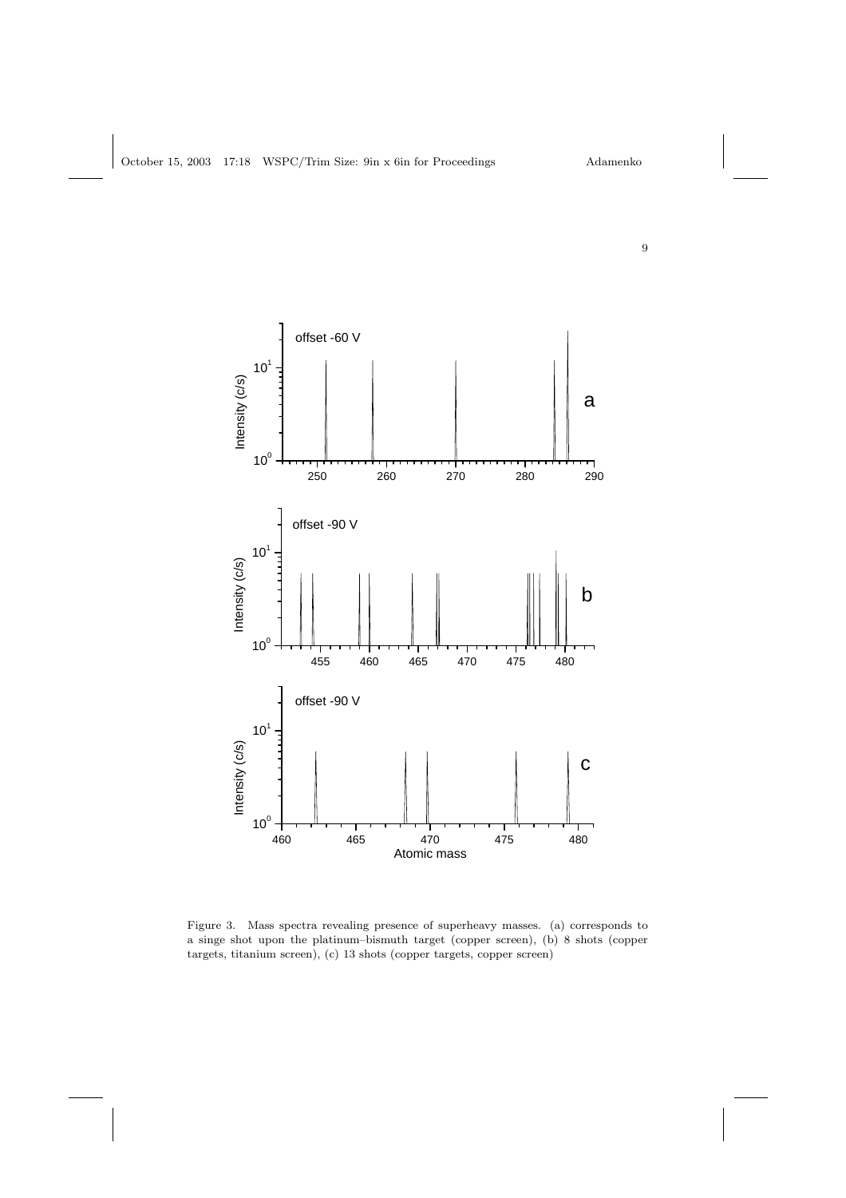Figure 3. Mass spectra revealing presence of superheavy masses. (a) corresponds to a singe shot upon the platinum–bismuth target (copper screen), (b) 8 shots (copper targets, titanium screen), (c) 13 shots (copper targets, copper screen)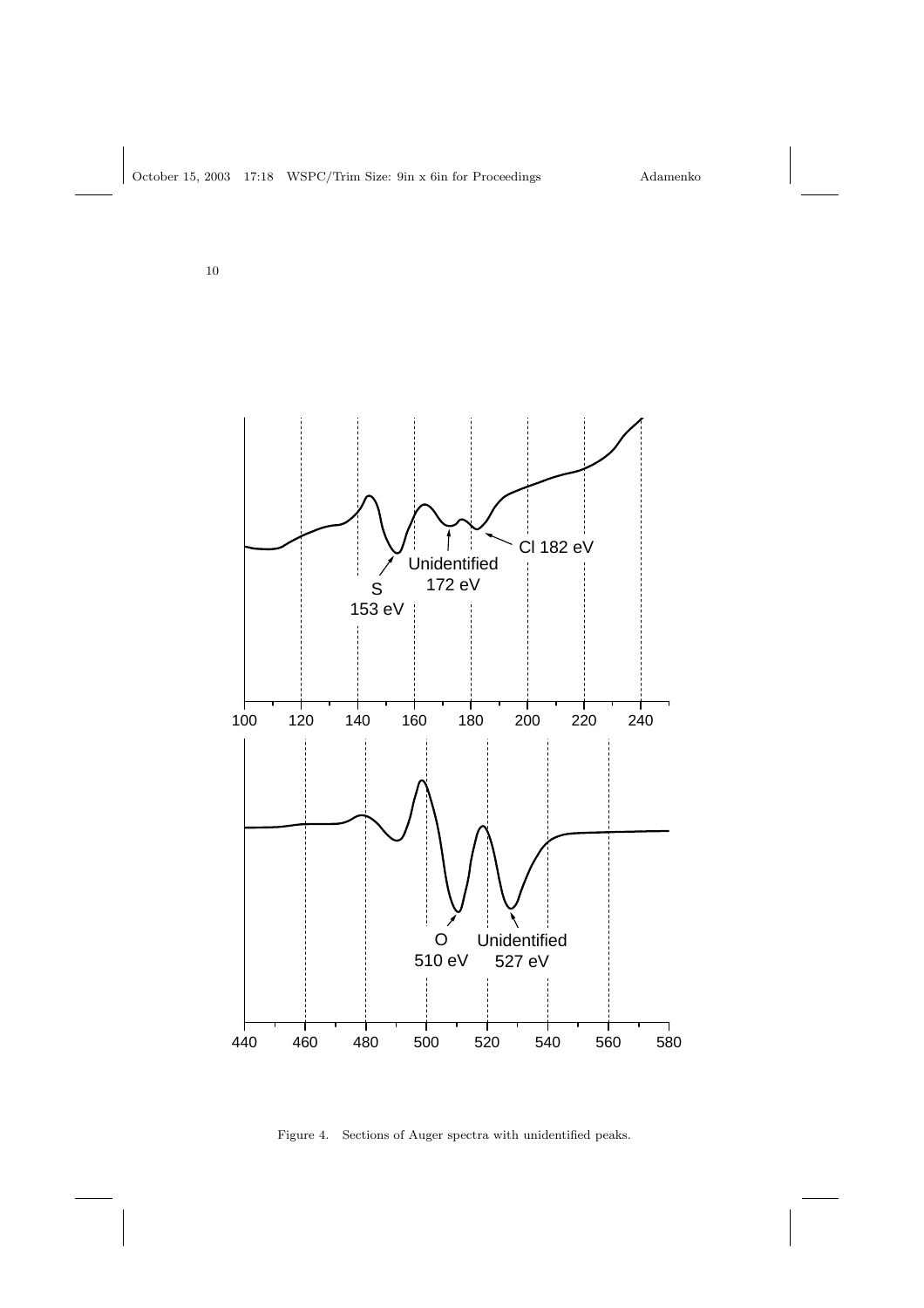Figure 4. Sections of Auger spectra with unidentified peaks.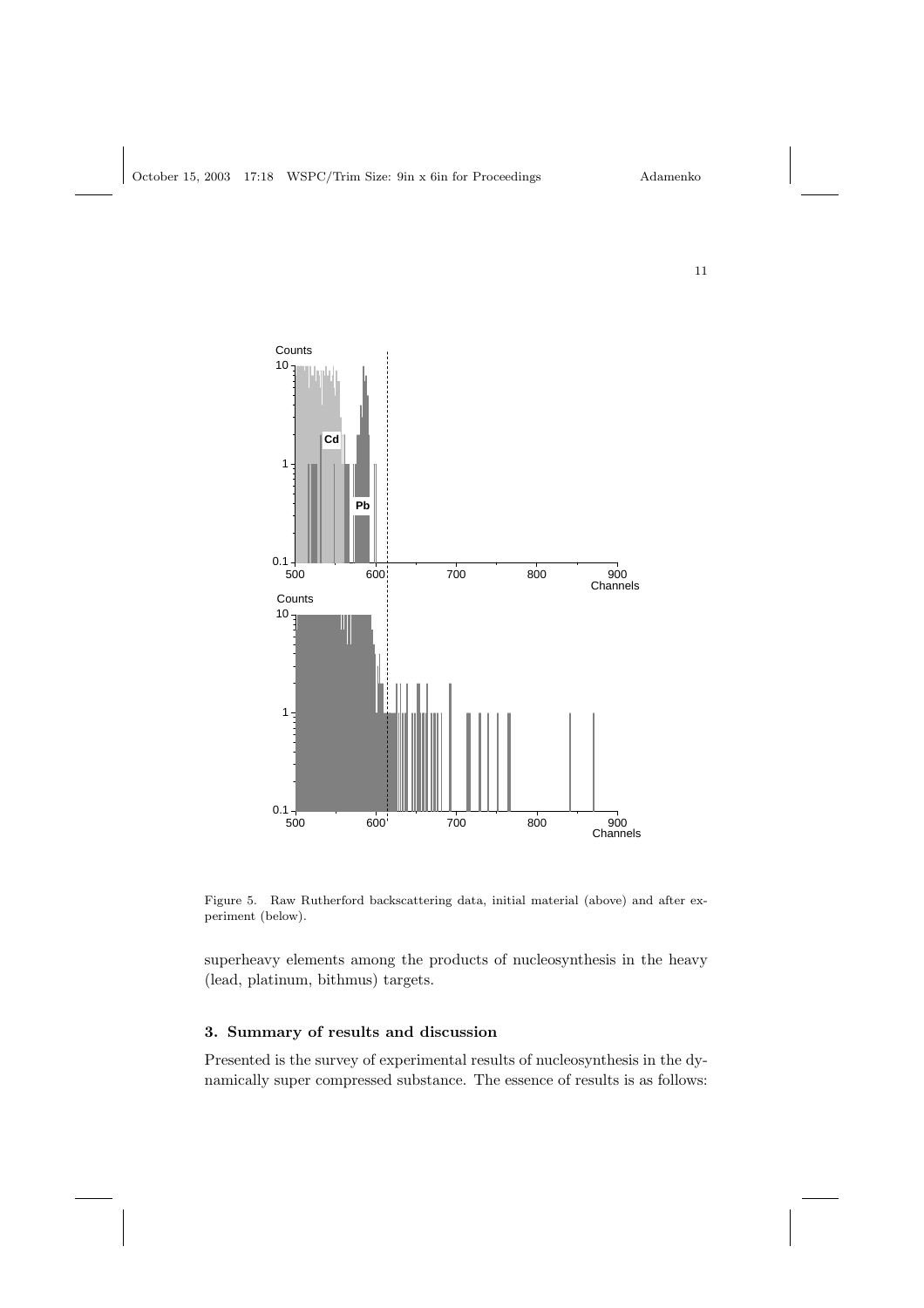Figure 5. Raw Rutherford backscattering data, initial material (above) and after experiment (below).

superheavy elements among the products of nucleosynthesis in the heavy (lead, platinum, bithmus) targets.

### 3. Summary of results and discussion

Presented is the survey of experimental results of nucleosynthesis in the dynamically super compressed substance. The essence of results is as follows: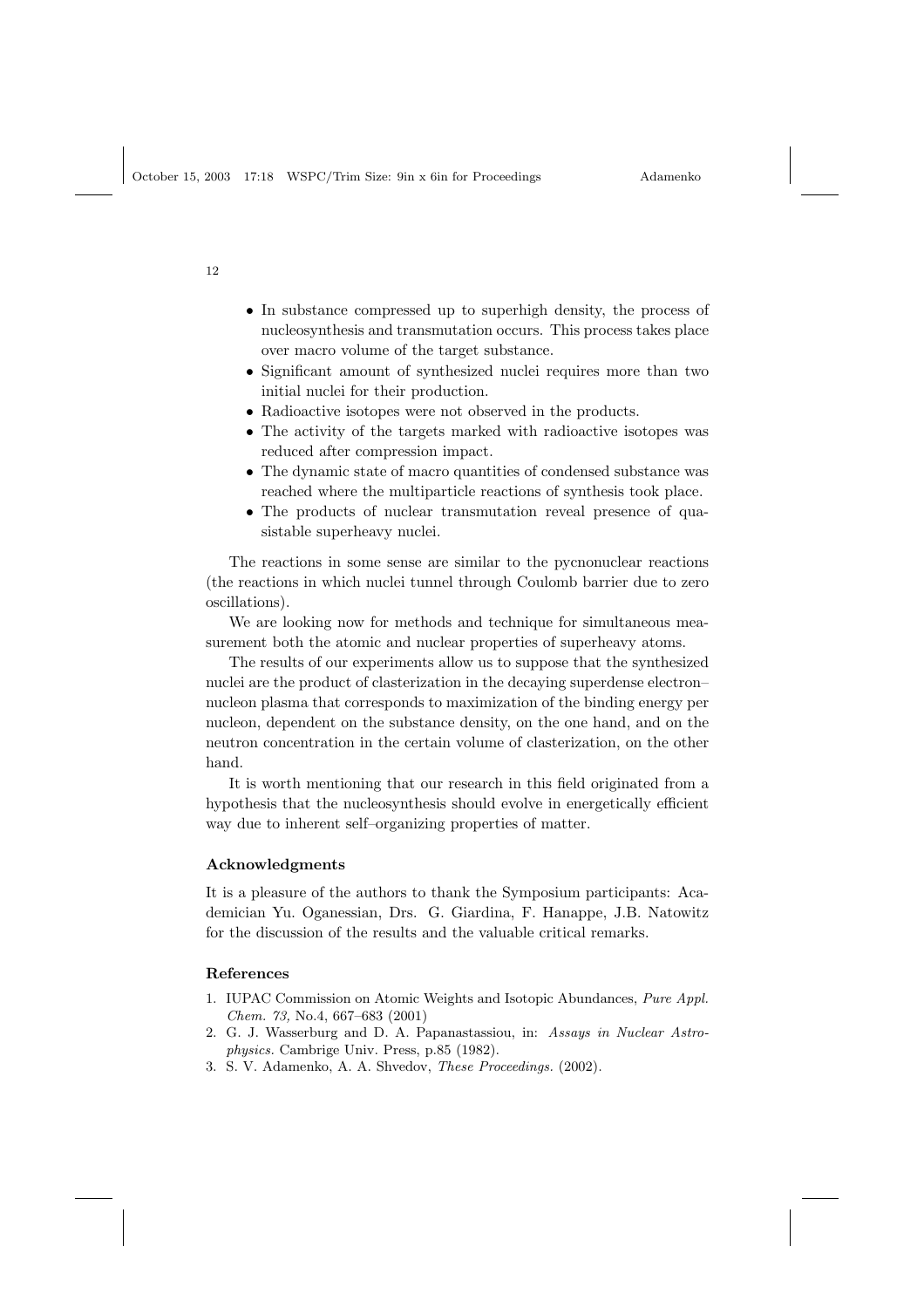- In substance compressed up to superhigh density, the process of nucleosynthesis and transmutation occurs. This process takes place over macro volume of the target substance.
- Significant amount of synthesized nuclei requires more than two initial nuclei for their production.
- Radioactive isotopes were not observed in the products.
- The activity of the targets marked with radioactive isotopes was reduced after compression impact.
- The dynamic state of macro quantities of condensed substance was reached where the multiparticle reactions of synthesis took place.
- The products of nuclear transmutation reveal presence of quasistable superheavy nuclei.

The reactions in some sense are similar to the pycnonuclear reactions (the reactions in which nuclei tunnel through Coulomb barrier due to zero oscillations).

We are looking now for methods and technique for simultaneous measurement both the atomic and nuclear properties of superheavy atoms.

The results of our experiments allow us to suppose that the synthesized nuclei are the product of clasterization in the decaying superdense electron–nucleon plasma that corresponds to maximization of the binding energy per nucleon, dependent on the substance density, on the one hand, and on the neutron concentration in the certain volume of clasterization, on the other hand.

It is worth mentioning that our research in this field originated from a hypothesis that the nucleosynthesis should evolve in energetically efficient way due to inherent self–organizing properties of matter.

## Acknowledgments

It is a pleasure of the authors to thank the Symposium participants: Academician Yu. Oganessian, Drs. G. Giardina, F. Hanappe, J.B. Natowitz for the discussion of the results and the valuable critical remarks.

## References

1. IUPAC Commission on Atomic Weights and Isotopic Abundances, *Pure Appl. Chem. 73,* No.4, 667–683 (2001)
2. G. J. Wasserburg and D. A. Papanastassiou, in: *Assays in Nuclear Astrophysics.* Cambrige Univ. Press, p.85 (1982).
3. S. V. Adamenko, A. A. Shvedov, *These Proceedings.* (2002).